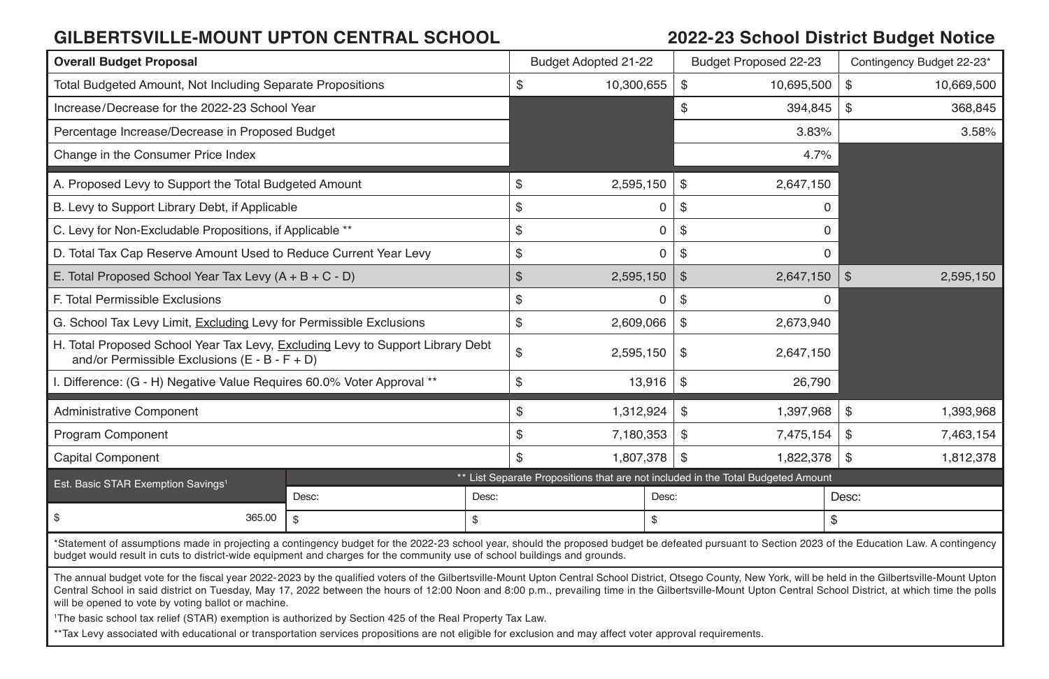## GILBERTSVILLE-MOUNT UPTON CENTRAL SCHOOL

## 2022-23 School District Budget Notice

| Overall Budget Proposal | Budget Adopted 21-22 | Budget Proposed 22-23 | Contingency Budget 22-23* |
|---|---|---|---|
| Total Budgeted Amount, Not Including Separate Propositions | $ 10,300,655 | $ 10,695,500 | $ 10,669,500 |
| Increase/Decrease for the 2022-23 School Year | | $ 394,845 | $ 368,845 |
| Percentage Increase/Decrease in Proposed Budget | | 3.83% | 3.58% |
| Change in the Consumer Price Index | | 4.7% | |
| A. Proposed Levy to Support the Total Budgeted Amount | $ 2,595,150 | $ 2,647,150 | |
| B. Levy to Support Library Debt, if Applicable | $ 0 | $ 0 | |
| C. Levy for Non-Excludable Propositions, if Applicable ** | $ 0 | $ 0 | |
| D. Total Tax Cap Reserve Amount Used to Reduce Current Year Levy | $ 0 | $ 0 | |
| E. Total Proposed School Year Tax Levy (A + B + C - D) | $ 2,595,150 | $ 2,647,150 | $ 2,595,150 |
| F. Total Permissible Exclusions | $ 0 | $ 0 | |
| G. School Tax Levy Limit, Excluding Levy for Permissible Exclusions | $ 2,609,066 | $ 2,673,940 | |
| H. Total Proposed School Year Tax Levy, Excluding Levy to Support Library Debt and/or Permissible Exclusions (E - B - F + D) | $ 2,595,150 | $ 2,647,150 | |
| I. Difference: (G - H) Negative Value Requires 60.0% Voter Approval ** | $ 13,916 | $ 26,790 | |
| Administrative Component | $ 1,312,924 | $ 1,397,968 | $ 1,393,968 |
| Program Component | $ 7,180,353 | $ 7,475,154 | $ 7,463,154 |
| Capital Component | $ 1,807,378 | $ 1,822,378 | $ 1,812,378 |

| Est. Basic STAR Exemption Savings[1] | ** List Separate Propositions that are not included in the Total Budgeted Amount | | | |
|---|---|---|---|---|
| | Desc: | Desc: | Desc: | Desc: |
| $ 365.00 | $ | $ | $ | $ |

*Statement of assumptions made in projecting a contingency budget for the 2022-23 school year, should the proposed budget be defeated pursuant to Section 2023 of the Education Law. A contingency budget would result in cuts to district-wide equipment and charges for the community use of school buildings and grounds.

The annual budget vote for the fiscal year 2022-2023 by the qualified voters of the Gilbertsville-Mount Upton Central School District, Otsego County, New York, will be held in the Gilbertsville-Mount Upton Central School in said district on Tuesday, May 17, 2022 between the hours of 12:00 Noon and 8:00 p.m., prevailing time in the Gilbertsville-Mount Upton Central School District, at which time the polls will be opened to vote by voting ballot or machine.

[1]The basic school tax relief (STAR) exemption is authorized by Section 425 of the Real Property Tax Law.

**Tax Levy associated with educational or transportation services propositions are not eligible for exclusion and may affect voter approval requirements.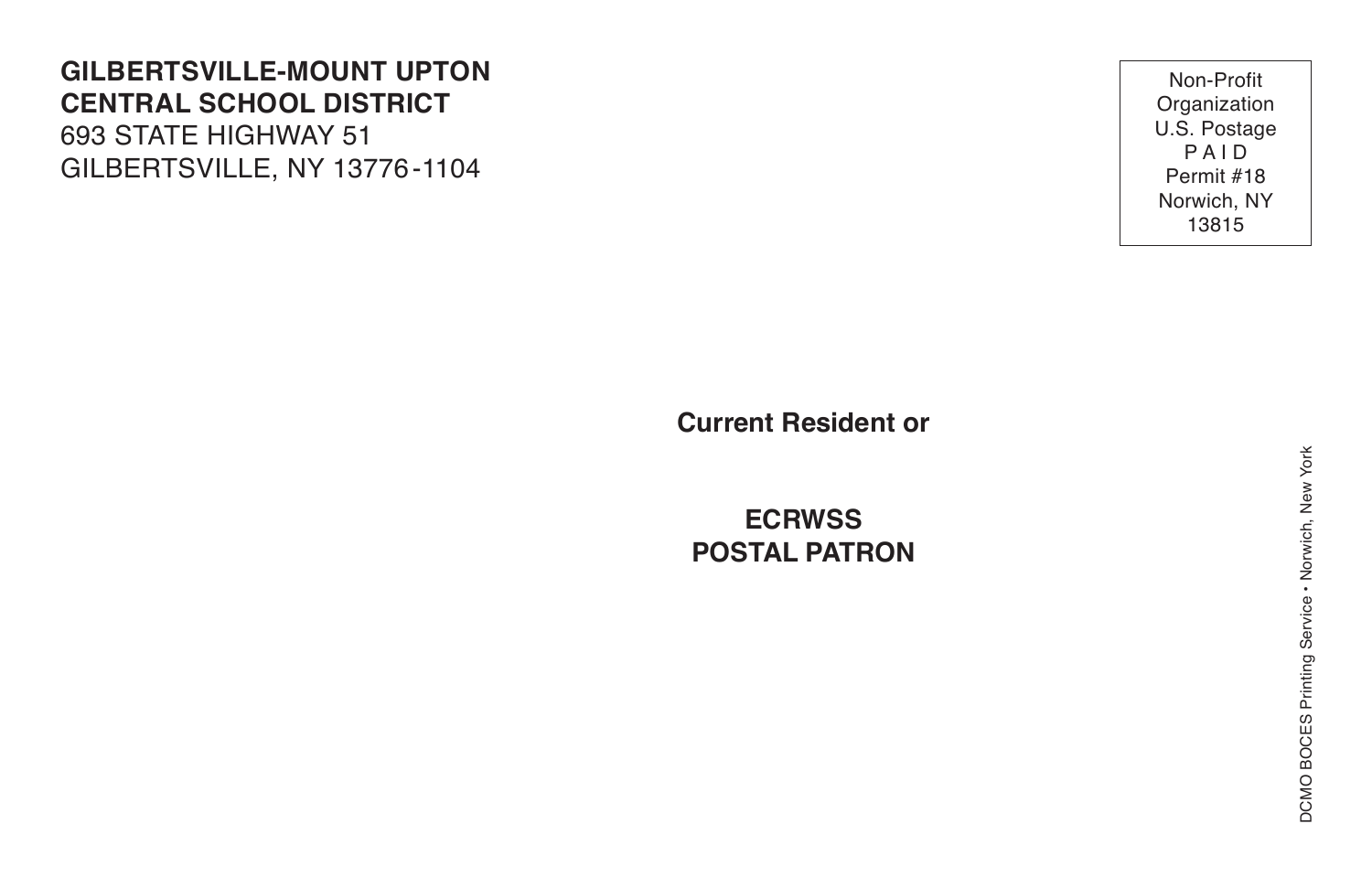**GILBERTSVILLE-MOUNT UPTON**
**CENTRAL SCHOOL DISTRICT**
693 STATE HIGHWAY 51
GILBERTSVILLE, NY 13776-1104

Non-Profit
Organization
U.S. Postage
P A I D
Permit #18
Norwich, NY
13815

**Current Resident or**

**ECRWSS**
**POSTAL PATRON**

DCMO BOCES Printing Service • Norwich, New York